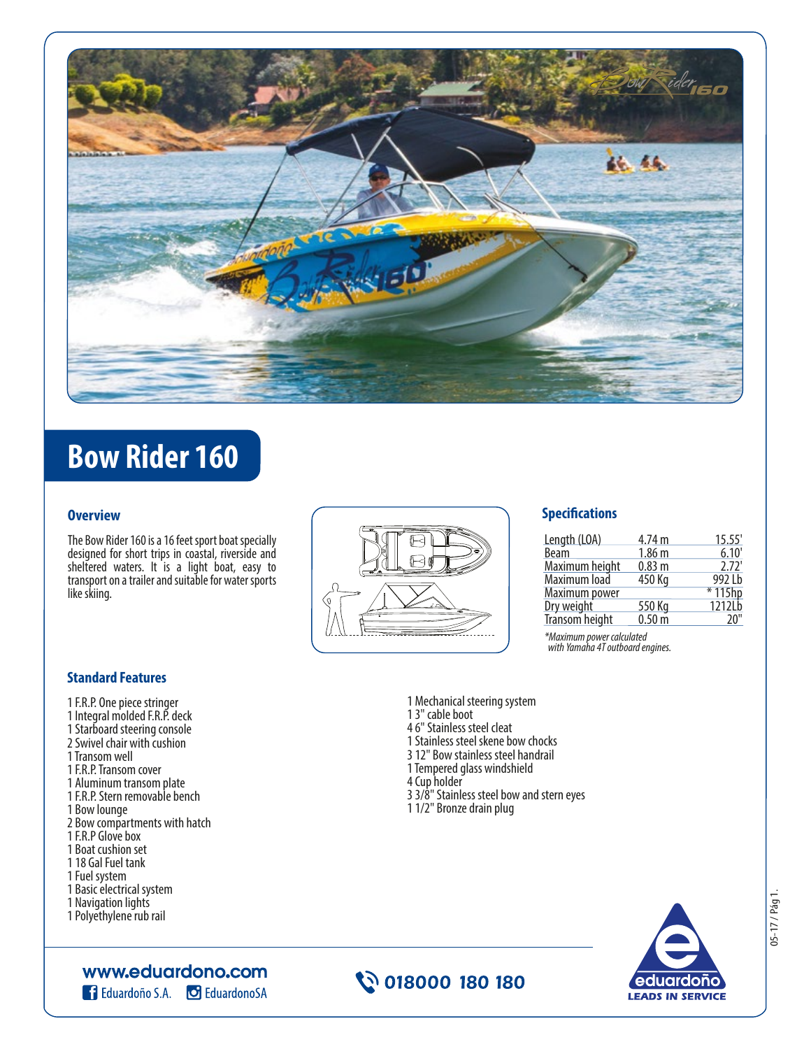# Bow Rider 160

### Overview

The Bow Rider 160 is a 16 feet sport boat specially designed for short trips in coastal, riverside and sheltered waters. It is a light boat, easy to transport on a trailer and suitable for water sports like skiing.

### Specifications

| | | |
|---|---|---|
| Length (LOA) | 4.74 m | 15.55' |
| Beam | 1.86 m | 6.10' |
| Maximum height | 0.83 m | 2.72' |
| Maximum load | 450 Kg | 992 Lb |
| Maximum power | | * 115hp |
| Dry weight | 550 Kg | 1212Lb |
| Transom height | 0.50 m | 20" |

*Maximum power calculated with Yamaha 4T outboard engines.*

### Standard Features

1 F.R.P. One piece stringer
1 Integral molded F.R.P. deck
1 Starboard steering console
2 Swivel chair with cushion
1 Transom well
1 F.R.P. Transom cover
1 Aluminum transom plate
1 F.R.P. Stern removable bench
1 Bow lounge
2 Bow compartments with hatch
1 F.R.P Glove box
1 Boat cushion set
1 18 Gal Fuel tank
1 Fuel system
1 Basic electrical system
1 Navigation lights
1 Polyethylene rub rail
1 Mechanical steering system
1 3" cable boot
4 6" Stainless steel cleat
1 Stainless steel skene bow chocks
3 12" Bow stainless steel handrail
1 Tempered glass windshield
4 Cup holder
3 3/8" Stainless steel bow and stern eyes
1 1/2" Bronze drain plug

www.eduardono.com
Eduardoño S.A. EduardonoSA
018000 180 180

eduardoño LEADS IN SERVICE

05-17 / Pág 1.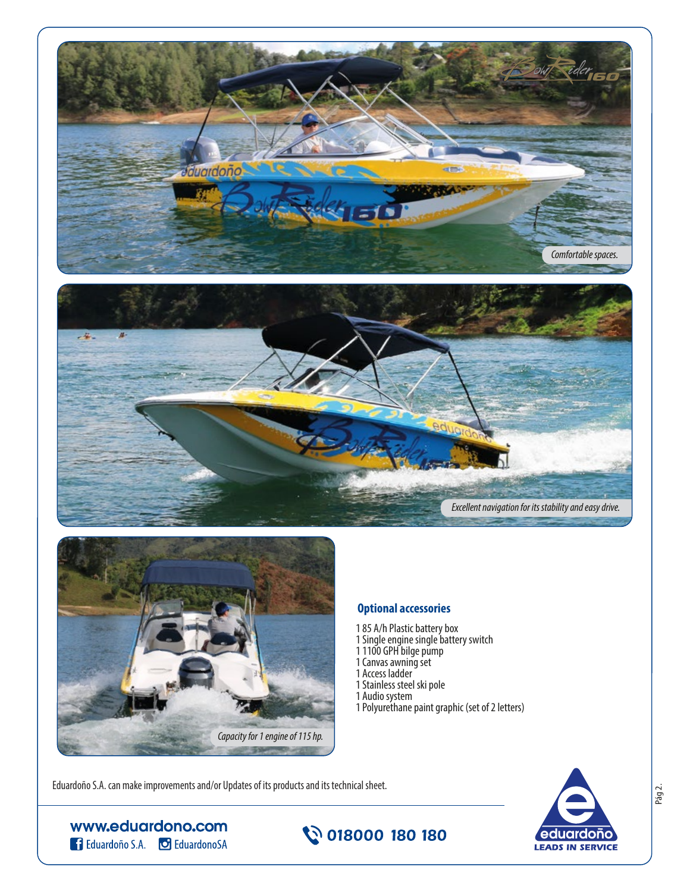Comfortable spaces.

Excellent navigation for its stability and easy drive.

Capacity for 1 engine of 115 hp.

## Optional accessories

1 85 A/h Plastic battery box
1 Single engine single battery switch
1 1100 GPH bilge pump
1 Canvas awning set
1 Access ladder
1 Stainless steel ski pole
1 Audio system
1 Polyurethane paint graphic (set of 2 letters)

Eduardoño S.A. can make improvements and/or Updates of its products and its technical sheet.

www.eduardono.com
Eduardoño S.A. EduardonoSA

018000 180 180

eduardoño LEADS IN SERVICE